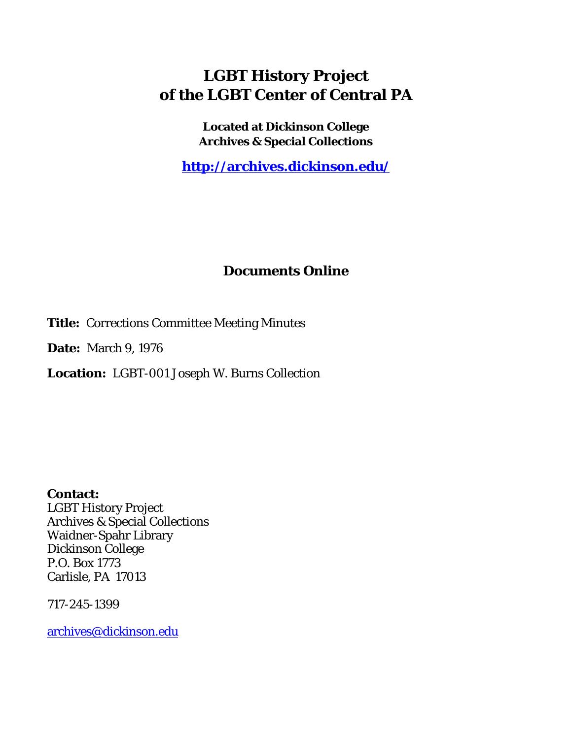# LGBT History Project of the LGBT Center of Central PA

**Located at Dickinson College Archives & Special Collections**

**http://archives.dickinson.edu/**

## Documents Online

**Title:** Corrections Committee Meeting Minutes

**Date:** March 9, 1976

**Location:** LGBT-001 Joseph W. Burns Collection

**Contact:**
LGBT History Project
Archives & Special Collections
Waidner-Spahr Library
Dickinson College
P.O. Box 1773
Carlisle, PA 17013

717-245-1399

archives@dickinson.edu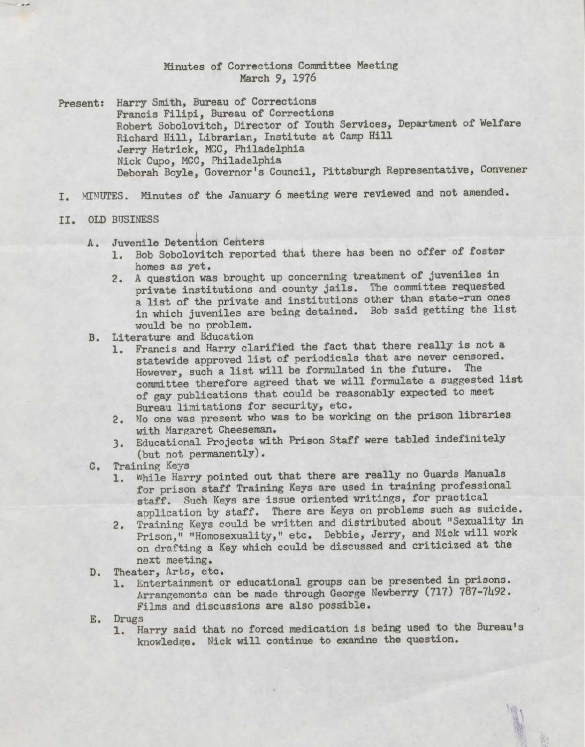Minutes of Corrections Committee Meeting
March 9, 1976

Present: Harry Smith, Bureau of Corrections
Francis Filipi, Bureau of Corrections
Robert Sobolovitch, Director of Youth Services, Department of Welfare
Richard Hill, Librarian, Institute at Camp Hill
Jerry Hetrick, MCC, Philadelphia
Nick Cupo, MCC, Philadelphia
Deborah Boyle, Governor's Council, Pittsburgh Representative, Convener

I. MINUTES. Minutes of the January 6 meeting were reviewed and not amended.

II. OLD BUSINESS

A. Juvenile Detention Centers
   1. Bob Sobolovitch reported that there has been no offer of foster homes as yet.
   2. A question was brought up concerning treatment of juveniles in private institutions and county jails. The committee requested a list of the private and institutions other than state-run ones in which juveniles are being detained. Bob said getting the list would be no problem.

B. Literature and Education
   1. Francis and Harry clarified the fact that there really is not a statewide approved list of periodicals that are never censored. However, such a list will be formulated in the future. The committee therefore agreed that we will formulate a suggested list of gay publications that could be reasonably expected to meet Bureau limitations for security, etc.
   2. No one was present who was to be working on the prison libraries with Margaret Cheeseman.
   3. Educational Projects with Prison Staff were tabled indefinitely (but not permanently).

C. Training Keys
   1. While Harry pointed out that there are really no Guards Manuals for prison staff Training Keys are used in training professional staff. Such Keys are issue oriented writings, for practical application by staff. There are Keys on problems such as suicide.
   2. Training Keys could be written and distributed about "Sexuality in Prison," "Homosexuality," etc. Debbie, Jerry, and Nick will work on drafting a Key which could be discussed and criticized at the next meeting.

D. Theater, Arts, etc.
   1. Entertainment or educational groups can be presented in prisons. Arrangements can be made through George Newberry (717) 787-7492. Films and discussions are also possible.

E. Drugs
   1. Harry said that no forced medication is being used to the Bureau's knowledge. Nick will continue to examine the question.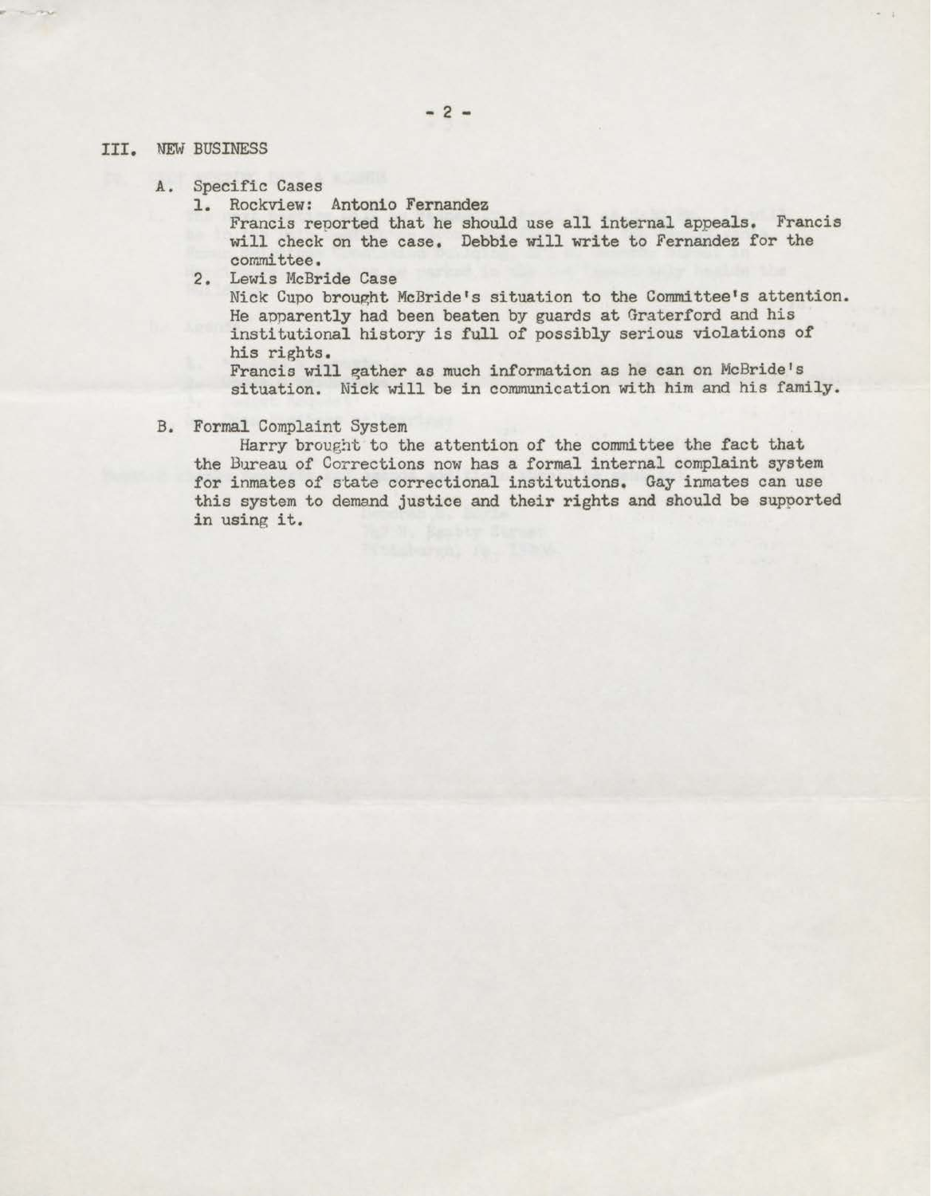## III. NEW BUSINESS

### A. Specific Cases

1. Rockview: Antonio Fernandez
   Francis reported that he should use all internal appeals. Francis will check on the case. Debbie will write to Fernandez for the committee.
2. Lewis McBride Case
   Nick Cupo brought McBride's situation to the Committee's attention. He apparently had been beaten by guards at Graterford and his institutional history is full of possibly serious violations of his rights.
   Francis will gather as much information as he can on McBride's situation. Nick will be in communication with him and his family.

### B. Formal Complaint System

Harry brought to the attention of the committee the fact that the Bureau of Corrections now has a formal internal complaint system for inmates of state correctional institutions. Gay inmates can use this system to demand justice and their rights and should be supported in using it.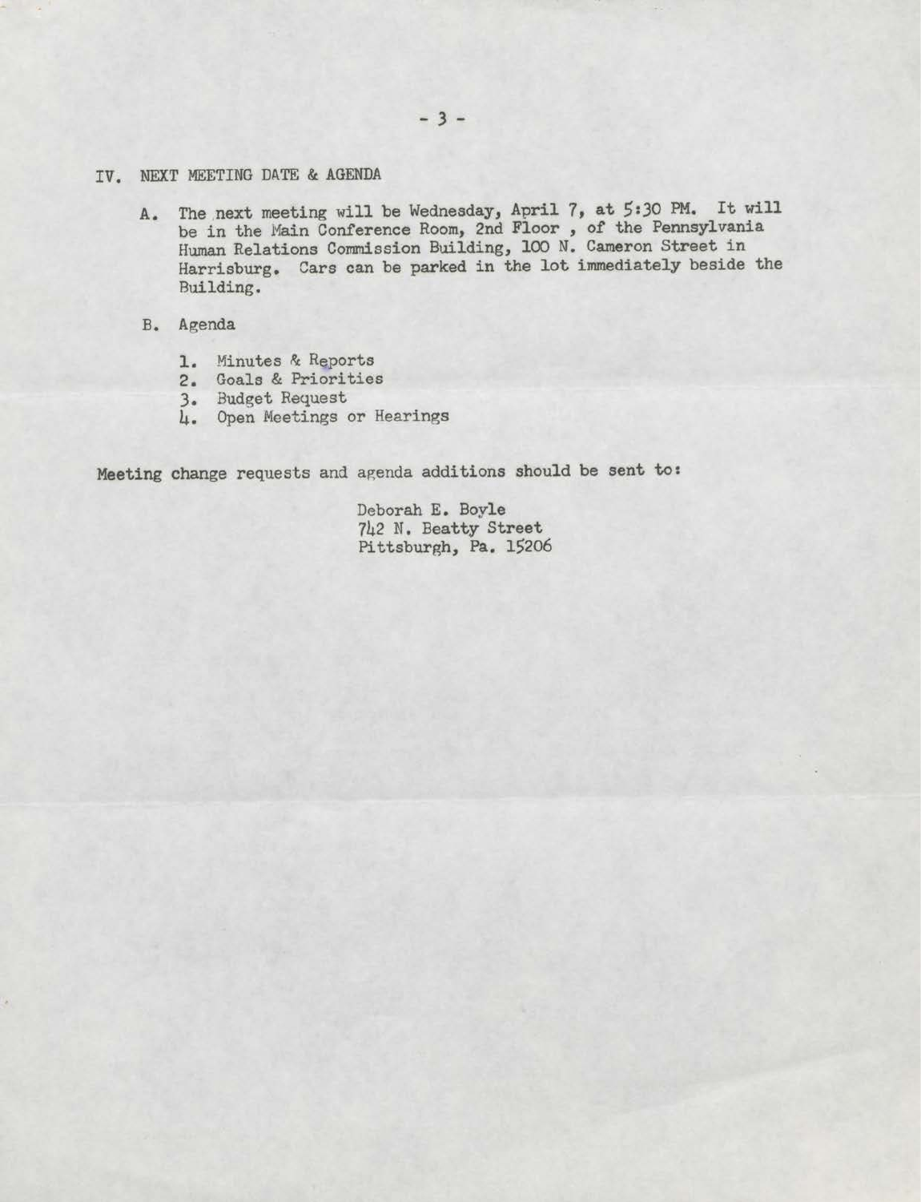## IV. NEXT MEETING DATE & AGENDA

A. The next meeting will be Wednesday, April 7, at 5:30 PM. It will be in the Main Conference Room, 2nd Floor , of the Pennsylvania Human Relations Commission Building, 100 N. Cameron Street in Harrisburg. Cars can be parked in the lot immediately beside the Building.

B. Agenda

1. Minutes & Reports
2. Goals & Priorities
3. Budget Request
4. Open Meetings or Hearings

Meeting change requests and agenda additions should be sent to:

Deborah E. Boyle
742 N. Beatty Street
Pittsburgh, Pa. 15206